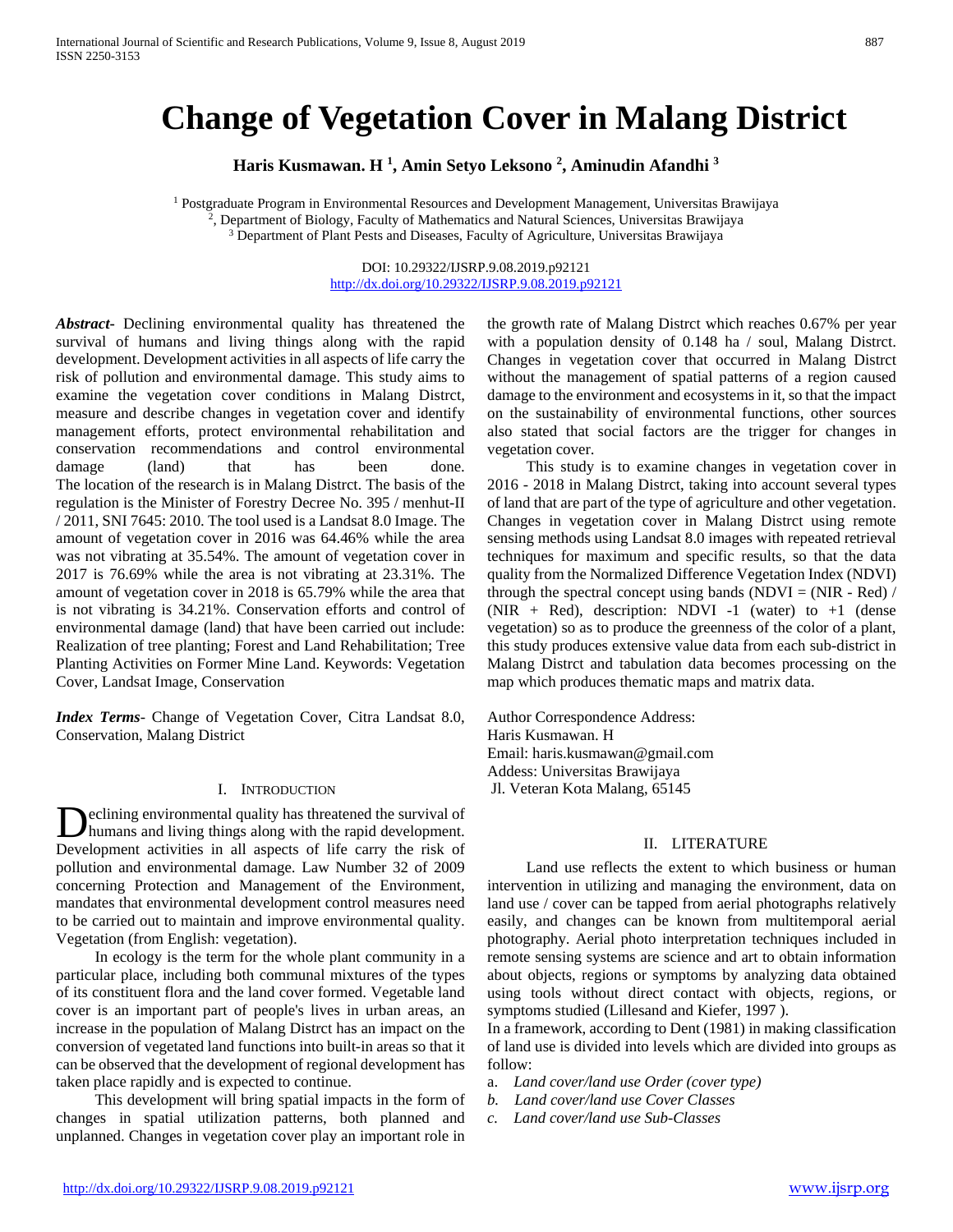# Change of Vegetation Cover in Malang District

**Haris Kusmawan. H [1], Amin Setyo Leksono [2], Aminudin Afandhi [3]**

[1] Postgraduate Program in Environmental Resources and Development Management, Universitas Brawijaya
[2], Department of Biology, Faculty of Mathematics and Natural Sciences, Universitas Brawijaya
[3] Department of Plant Pests and Diseases, Faculty of Agriculture, Universitas Brawijaya

DOI: 10.29322/IJSRP.9.08.2019.p92121
http://dx.doi.org/10.29322/IJSRP.9.08.2019.p92121

***Abstract-*** Declining environmental quality has threatened the survival of humans and living things along with the rapid development. Development activities in all aspects of life carry the risk of pollution and environmental damage. This study aims to examine the vegetation cover conditions in Malang Distrct, measure and describe changes in vegetation cover and identify management efforts, protect environmental rehabilitation and conservation recommendations and control environmental damage (land) that has been done. The location of the research is in Malang Distrct. The basis of the regulation is the Minister of Forestry Decree No. 395 / menhut-II / 2011, SNI 7645: 2010. The tool used is a Landsat 8.0 Image. The amount of vegetation cover in 2016 was 64.46% while the area was not vibrating at 35.54%. The amount of vegetation cover in 2017 is 76.69% while the area is not vibrating at 23.31%. The amount of vegetation cover in 2018 is 65.79% while the area that is not vibrating is 34.21%. Conservation efforts and control of environmental damage (land) that have been carried out include: Realization of tree planting; Forest and Land Rehabilitation; Tree Planting Activities on Former Mine Land. Keywords: Vegetation Cover, Landsat Image, Conservation

***Index Terms***- Change of Vegetation Cover, Citra Landsat 8.0, Conservation, Malang District

## I. Introduction

Declining environmental quality has threatened the survival of humans and living things along with the rapid development. Development activities in all aspects of life carry the risk of pollution and environmental damage. Law Number 32 of 2009 concerning Protection and Management of the Environment, mandates that environmental development control measures need to be carried out to maintain and improve environmental quality. Vegetation (from English: vegetation).

In ecology is the term for the whole plant community in a particular place, including both communal mixtures of the types of its constituent flora and the land cover formed. Vegetable land cover is an important part of people's lives in urban areas, an increase in the population of Malang Distrct has an impact on the conversion of vegetated land functions into built-in areas so that it can be observed that the development of regional development has taken place rapidly and is expected to continue.

This development will bring spatial impacts in the form of changes in spatial utilization patterns, both planned and unplanned. Changes in vegetation cover play an important role in the growth rate of Malang Distrct which reaches 0.67% per year with a population density of 0.148 ha / soul, Malang Distrct. Changes in vegetation cover that occurred in Malang Distrct without the management of spatial patterns of a region caused damage to the environment and ecosystems in it, so that the impact on the sustainability of environmental functions, other sources also stated that social factors are the trigger for changes in vegetation cover.

This study is to examine changes in vegetation cover in 2016 - 2018 in Malang Distrct, taking into account several types of land that are part of the type of agriculture and other vegetation. Changes in vegetation cover in Malang Distrct using remote sensing methods using Landsat 8.0 images with repeated retrieval techniques for maximum and specific results, so that the data quality from the Normalized Difference Vegetation Index (NDVI) through the spectral concept using bands (NDVI = (NIR - Red) / (NIR + Red), description: NDVI -1 (water) to +1 (dense vegetation) so as to produce the greenness of the color of a plant, this study produces extensive value data from each sub-district in Malang Distrct and tabulation data becomes processing on the map which produces thematic maps and matrix data.

Author Correspondence Address:
Haris Kusmawan. H
Email: haris.kusmawan@gmail.com
Addess: Universitas Brawijaya
Jl. Veteran Kota Malang, 65145

## II. Literature

Land use reflects the extent to which business or human intervention in utilizing and managing the environment, data on land use / cover can be tapped from aerial photographs relatively easily, and changes can be known from multitemporal aerial photography. Aerial photo interpretation techniques included in remote sensing systems are science and art to obtain information about objects, regions or symptoms by analyzing data obtained using tools without direct contact with objects, regions, or symptoms studied (Lillesand and Kiefer, 1997 ).

In a framework, according to Dent (1981) in making classification of land use is divided into levels which are divided into groups as follow:

a. *Land cover/land use Order (cover type)*
b. *Land cover/land use Cover Classes*
c. *Land cover/land use Sub-Classes*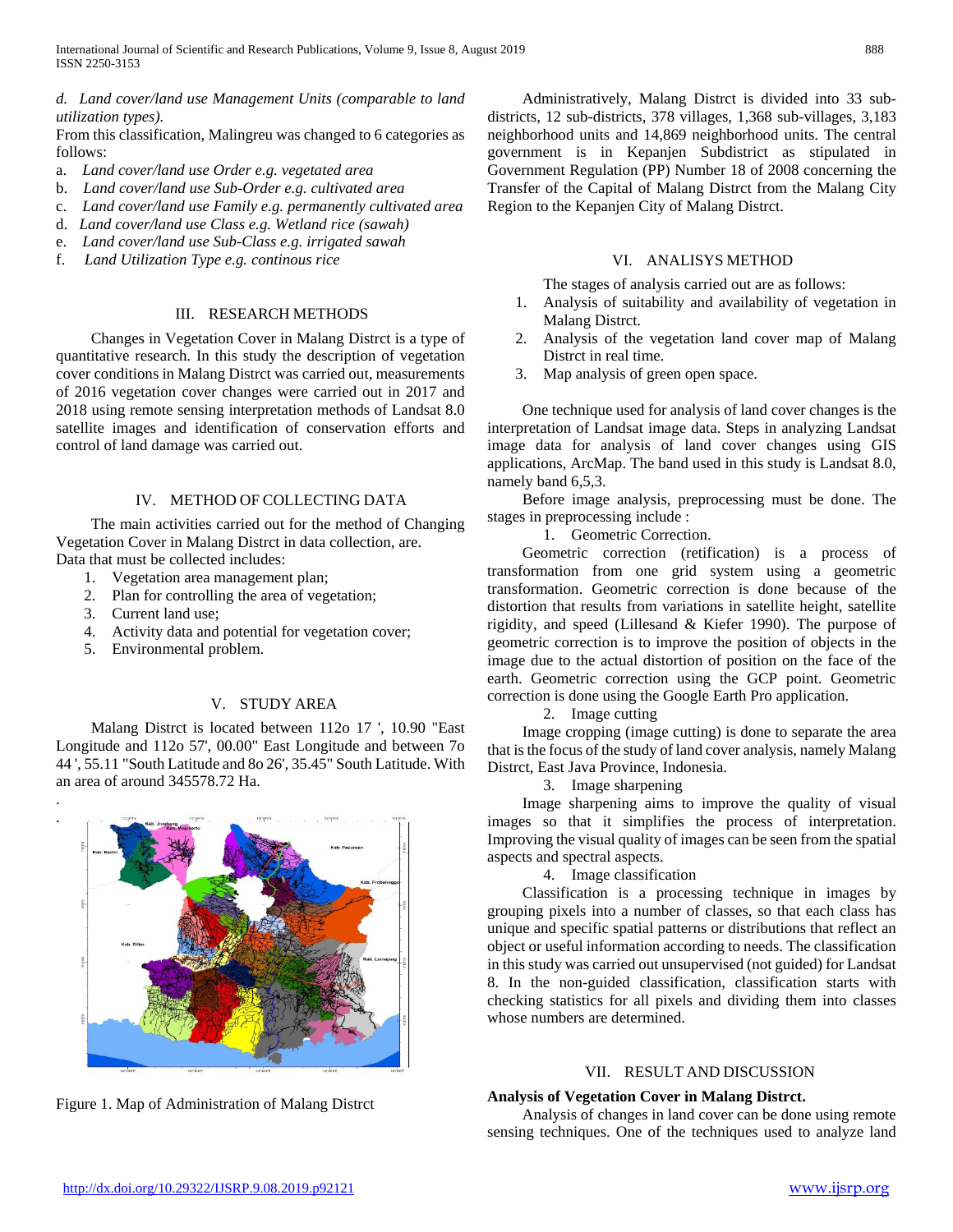*d. Land cover/land use Management Units (comparable to land utilization types).*

From this classification, Malingreu was changed to 6 categories as follows:

a. *Land cover/land use Order e.g. vegetated area*
b. *Land cover/land use Sub-Order e.g. cultivated area*
c. *Land cover/land use Family e.g. permanently cultivated area*
d. *Land cover/land use Class e.g. Wetland rice (sawah)*
e. *Land cover/land use Sub-Class e.g. irrigated sawah*
f. *Land Utilization Type e.g. continous rice*

## III. RESEARCH METHODS

Changes in Vegetation Cover in Malang Distrct is a type of quantitative research. In this study the description of vegetation cover conditions in Malang Distrct was carried out, measurements of 2016 vegetation cover changes were carried out in 2017 and 2018 using remote sensing interpretation methods of Landsat 8.0 satellite images and identification of conservation efforts and control of land damage was carried out.

## IV. METHOD OF COLLECTING DATA

The main activities carried out for the method of Changing Vegetation Cover in Malang Distrct in data collection, are.
Data that must be collected includes:

1. Vegetation area management plan;
2. Plan for controlling the area of vegetation;
3. Current land use;
4. Activity data and potential for vegetation cover;
5. Environmental problem.

## V. STUDY AREA

Malang Distrct is located between 112o 17 ', 10.90 "East Longitude and 112o 57', 00.00" East Longitude and between 7o 44 ', 55.11 "South Latitude and 8o 26', 35.45" South Latitude. With an area of around 345578.72 Ha.

Figure 1. Map of Administration of Malang Distrct

Administratively, Malang Distrct is divided into 33 sub-districts, 12 sub-districts, 378 villages, 1,368 sub-villages, 3,183 neighborhood units and 14,869 neighborhood units. The central government is in Kepanjen Subdistrict as stipulated in Government Regulation (PP) Number 18 of 2008 concerning the Transfer of the Capital of Malang Distrct from the Malang City Region to the Kepanjen City of Malang Distrct.

## VI. ANALISYS METHOD

The stages of analysis carried out are as follows:

1. Analysis of suitability and availability of vegetation in Malang Distrct.
2. Analysis of the vegetation land cover map of Malang Distrct in real time.
3. Map analysis of green open space.

One technique used for analysis of land cover changes is the interpretation of Landsat image data. Steps in analyzing Landsat image data for analysis of land cover changes using GIS applications, ArcMap. The band used in this study is Landsat 8.0, namely band 6,5,3.

Before image analysis, preprocessing must be done. The stages in preprocessing include :

1. Geometric Correction.

Geometric correction (retification) is a process of transformation from one grid system using a geometric transformation. Geometric correction is done because of the distortion that results from variations in satellite height, satellite rigidity, and speed (Lillesand & Kiefer 1990). The purpose of geometric correction is to improve the position of objects in the image due to the actual distortion of position on the face of the earth. Geometric correction using the GCP point. Geometric correction is done using the Google Earth Pro application.

2. Image cutting

Image cropping (image cutting) is done to separate the area that is the focus of the study of land cover analysis, namely Malang Distrct, East Java Province, Indonesia.

3. Image sharpening

Image sharpening aims to improve the quality of visual images so that it simplifies the process of interpretation. Improving the visual quality of images can be seen from the spatial aspects and spectral aspects.

4. Image classification

Classification is a processing technique in images by grouping pixels into a number of classes, so that each class has unique and specific spatial patterns or distributions that reflect an object or useful information according to needs. The classification in this study was carried out unsupervised (not guided) for Landsat 8. In the non-guided classification, classification starts with checking statistics for all pixels and dividing them into classes whose numbers are determined.

## VII. RESULT AND DISCUSSION

**Analysis of Vegetation Cover in Malang Distrct.**

Analysis of changes in land cover can be done using remote sensing techniques. One of the techniques used to analyze land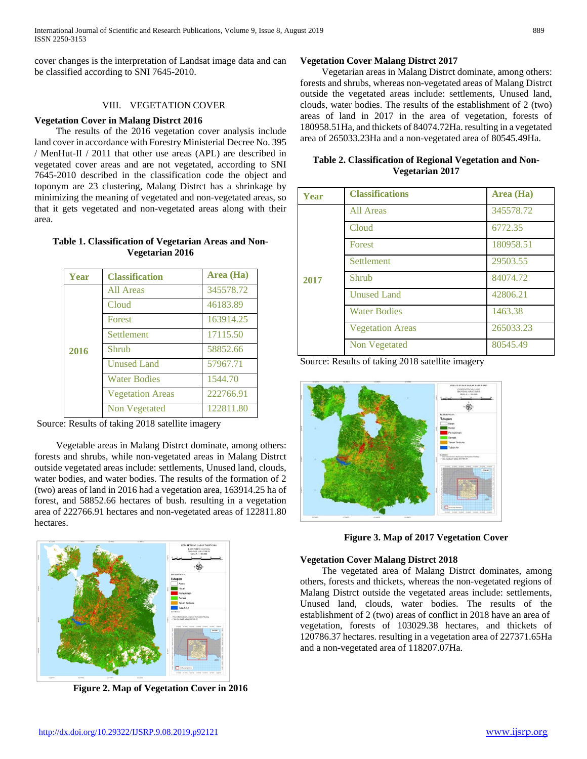cover changes is the interpretation of Landsat image data and can be classified according to SNI 7645-2010.

## VIII. VEGETATION COVER

**Vegetation Cover in Malang Distrct 2016**

The results of the 2016 vegetation cover analysis include land cover in accordance with Forestry Ministerial Decree No. 395 / MenHut-II / 2011 that other use areas (APL) are described in vegetated cover areas and are not vegetated, according to SNI 7645-2010 described in the classification code the object and toponym are 23 clustering, Malang Distrct has a shrinkage by minimizing the meaning of vegetated and non-vegetated areas, so that it gets vegetated and non-vegetated areas along with their area.

**Table 1. Classification of Vegetarian Areas and Non-Vegetarian 2016**

| Year | Classification | Area (Ha) |
|---|---|---|
| 2016 | All Areas | 345578.72 |
| | Cloud | 46183.89 |
| | Forest | 163914.25 |
| | Settlement | 17115.50 |
| | Shrub | 58852.66 |
| | Unused Land | 57967.71 |
| | Water Bodies | 1544.70 |
| | Vegetation Areas | 222766.91 |
| | Non Vegetated | 122811.80 |

Source: Results of taking 2018 satellite imagery

Vegetable areas in Malang Distrct dominate, among others: forests and shrubs, while non-vegetated areas in Malang Distrct outside vegetated areas include: settlements, Unused land, clouds, water bodies, and water bodies. The results of the formation of 2 (two) areas of land in 2016 had a vegetation area, 163914.25 ha of forest, and 58852.66 hectares of bush. resulting in a vegetation area of 222766.91 hectares and non-vegetated areas of 122811.80 hectares.

**Figure 2. Map of Vegetation Cover in 2016**

**Vegetation Cover Malang Distrct 2017**

Vegetarian areas in Malang Distrct dominate, among others: forests and shrubs, whereas non-vegetated areas of Malang Distrct outside the vegetated areas include: settlements, Unused land, clouds, water bodies. The results of the establishment of 2 (two) areas of land in 2017 in the area of vegetation, forests of 180958.51Ha, and thickets of 84074.72Ha. resulting in a vegetated area of 265033.23Ha and a non-vegetated area of 80545.49Ha.

**Table 2. Classification of Regional Vegetation and Non-Vegetarian 2017**

| Year | Classifications | Area (Ha) |
|---|---|---|
| 2017 | All Areas | 345578.72 |
| | Cloud | 6772.35 |
| | Forest | 180958.51 |
| | Settlement | 29503.55 |
| | Shrub | 84074.72 |
| | Unused Land | 42806.21 |
| | Water Bodies | 1463.38 |
| | Vegetation Areas | 265033.23 |
| | Non Vegetated | 80545.49 |

Source: Results of taking 2018 satellite imagery

**Figure 3. Map of 2017 Vegetation Cover**

**Vegetation Cover Malang Distrct 2018**

The vegetated area of Malang Distrct dominates, among others, forests and thickets, whereas the non-vegetated regions of Malang Distrct outside the vegetated areas include: settlements, Unused land, clouds, water bodies. The results of the establishment of 2 (two) areas of conflict in 2018 have an area of vegetation, forests of 103029.38 hectares, and thickets of 120786.37 hectares. resulting in a vegetation area of 227371.65Ha and a non-vegetated area of 118207.07Ha.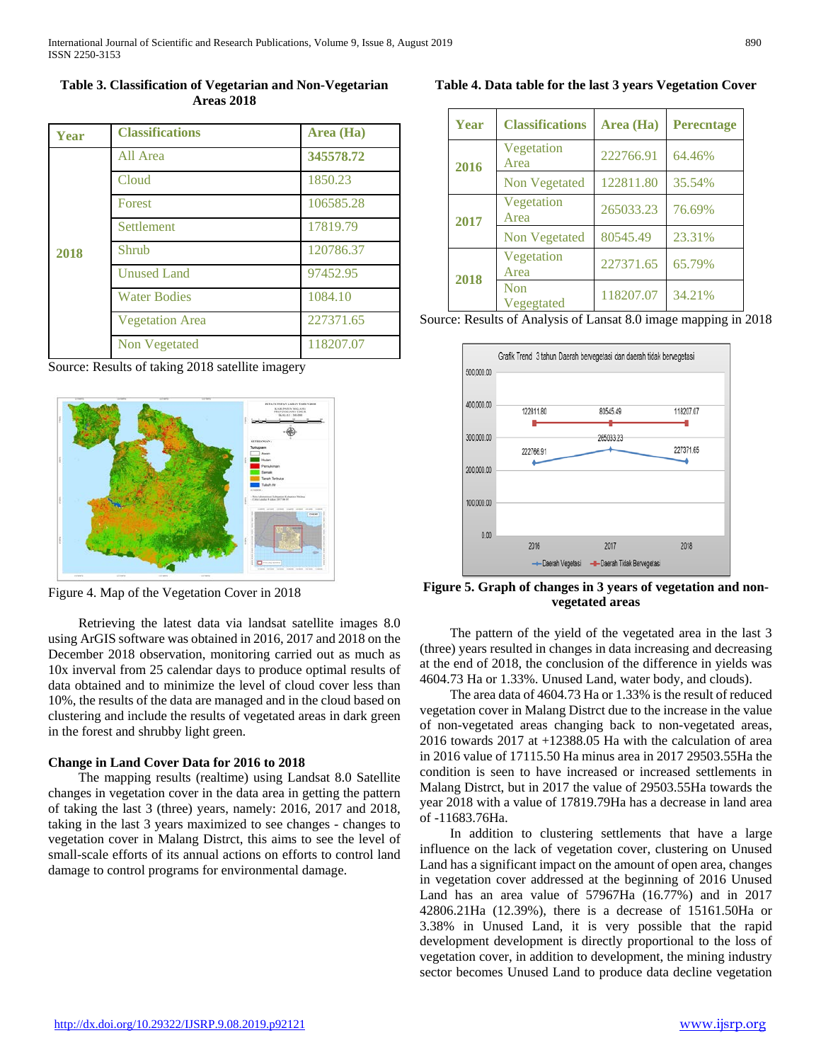**Table 3. Classification of Vegetarian and Non-Vegetarian Areas 2018**

| Year | Classifications | Area (Ha) |
|---|---|---|
| 2018 | All Area | **345578.72** |
| | Cloud | 1850.23 |
| | Forest | 106585.28 |
| | Settlement | 17819.79 |
| | Shrub | 120786.37 |
| | Unused Land | 97452.95 |
| | Water Bodies | 1084.10 |
| | Vegetation Area | 227371.65 |
| | Non Vegetated | 118207.07 |

Source: Results of taking 2018 satellite imagery

Figure 4. Map of the Vegetation Cover in 2018

Retrieving the latest data via landsat satellite images 8.0 using ArGIS software was obtained in 2016, 2017 and 2018 on the December 2018 observation, monitoring carried out as much as 10x inverval from 25 calendar days to produce optimal results of data obtained and to minimize the level of cloud cover less than 10%, the results of the data are managed and in the cloud based on clustering and include the results of vegetated areas in dark green in the forest and shrubby light green.

**Change in Land Cover Data for 2016 to 2018**

The mapping results (realtime) using Landsat 8.0 Satellite changes in vegetation cover in the data area in getting the pattern of taking the last 3 (three) years, namely: 2016, 2017 and 2018, taking in the last 3 years maximized to see changes - changes to vegetation cover in Malang Distrct, this aims to see the level of small-scale efforts of its annual actions on efforts to control land damage to control programs for environmental damage.

**Table 4. Data table for the last 3 years Vegetation Cover**

| Year | Classifications | Area (Ha) | Perecntage |
|---|---|---|---|
| 2016 | Vegetation Area | 222766.91 | 64.46% |
| | Non Vegetated | 122811.80 | 35.54% |
| 2017 | Vegetation Area | 265033.23 | 76.69% |
| | Non Vegetated | 80545.49 | 23.31% |
| 2018 | Vegetation Area | 227371.65 | 65.79% |
| | Non Vegegtated | 118207.07 | 34.21% |

Source: Results of Analysis of Lansat 8.0 image mapping in 2018

**Figure 5. Graph of changes in 3 years of vegetation and non-vegetated areas**

The pattern of the yield of the vegetated area in the last 3 (three) years resulted in changes in data increasing and decreasing at the end of 2018, the conclusion of the difference in yields was 4604.73 Ha or 1.33%. Unused Land, water body, and clouds).

The area data of 4604.73 Ha or 1.33% is the result of reduced vegetation cover in Malang Distrct due to the increase in the value of non-vegetated areas changing back to non-vegetated areas, 2016 towards 2017 at +12388.05 Ha with the calculation of area in 2016 value of 17115.50 Ha minus area in 2017 29503.55Ha the condition is seen to have increased or increased settlements in Malang Distrct, but in 2017 the value of 29503.55Ha towards the year 2018 with a value of 17819.79Ha has a decrease in land area of -11683.76Ha.

In addition to clustering settlements that have a large influence on the lack of vegetation cover, clustering on Unused Land has a significant impact on the amount of open area, changes in vegetation cover addressed at the beginning of 2016 Unused Land has an area value of 57967Ha (16.77%) and in 2017 42806.21Ha (12.39%), there is a decrease of 15161.50Ha or 3.38% in Unused Land, it is very possible that the rapid development development is directly proportional to the loss of vegetation cover, in addition to development, the mining industry sector becomes Unused Land to produce data decline vegetation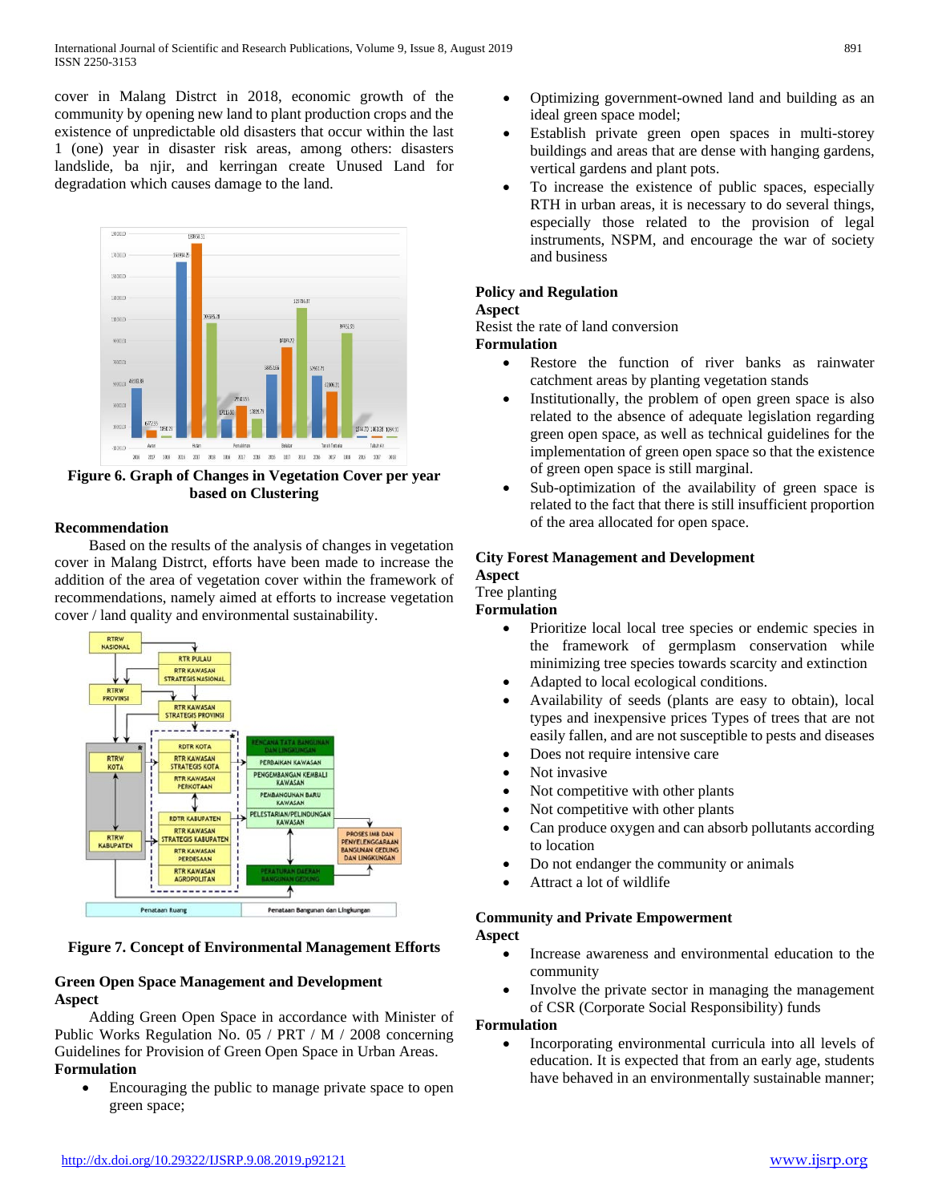cover in Malang Distrct in 2018, economic growth of the community by opening new land to plant production crops and the existence of unpredictable old disasters that occur within the last 1 (one) year in disaster risk areas, among others: disasters landslide, ba njir, and kerringan create Unused Land for degradation which causes damage to the land.

**Figure 6. Graph of Changes in Vegetation Cover per year based on Clustering**

**Recommendation**

Based on the results of the analysis of changes in vegetation cover in Malang Distrct, efforts have been made to increase the addition of the area of vegetation cover within the framework of recommendations, namely aimed at efforts to increase vegetation cover / land quality and environmental sustainability.

**Figure 7. Concept of Environmental Management Efforts**

**Green Open Space Management and Development**

**Aspect**

Adding Green Open Space in accordance with Minister of Public Works Regulation No. 05 / PRT / M / 2008 concerning Guidelines for Provision of Green Open Space in Urban Areas.

**Formulation**

- Encouraging the public to manage private space to open green space;
- Optimizing government-owned land and building as an ideal green space model;
- Establish private green open spaces in multi-storey buildings and areas that are dense with hanging gardens, vertical gardens and plant pots.
- To increase the existence of public spaces, especially RTH in urban areas, it is necessary to do several things, especially those related to the provision of legal instruments, NSPM, and encourage the war of society and business

**Policy and Regulation**

**Aspect**

Resist the rate of land conversion

**Formulation**

- Restore the function of river banks as rainwater catchment areas by planting vegetation stands
- Institutionally, the problem of open green space is also related to the absence of adequate legislation regarding green open space, as well as technical guidelines for the implementation of green open space so that the existence of green open space is still marginal.
- Sub-optimization of the availability of green space is related to the fact that there is still insufficient proportion of the area allocated for open space.

**City Forest Management and Development**

**Aspect**

Tree planting

**Formulation**

- Prioritize local local tree species or endemic species in the framework of germplasm conservation while minimizing tree species towards scarcity and extinction
- Adapted to local ecological conditions.
- Availability of seeds (plants are easy to obtain), local types and inexpensive prices Types of trees that are not easily fallen, and are not susceptible to pests and diseases
- Does not require intensive care
- Not invasive
- Not competitive with other plants
- Not competitive with other plants
- Can produce oxygen and can absorb pollutants according to location
- Do not endanger the community or animals
- Attract a lot of wildlife

**Community and Private Empowerment**

**Aspect**

- Increase awareness and environmental education to the community
- Involve the private sector in managing the management of CSR (Corporate Social Responsibility) funds

**Formulation**

- Incorporating environmental curricula into all levels of education. It is expected that from an early age, students have behaved in an environmentally sustainable manner;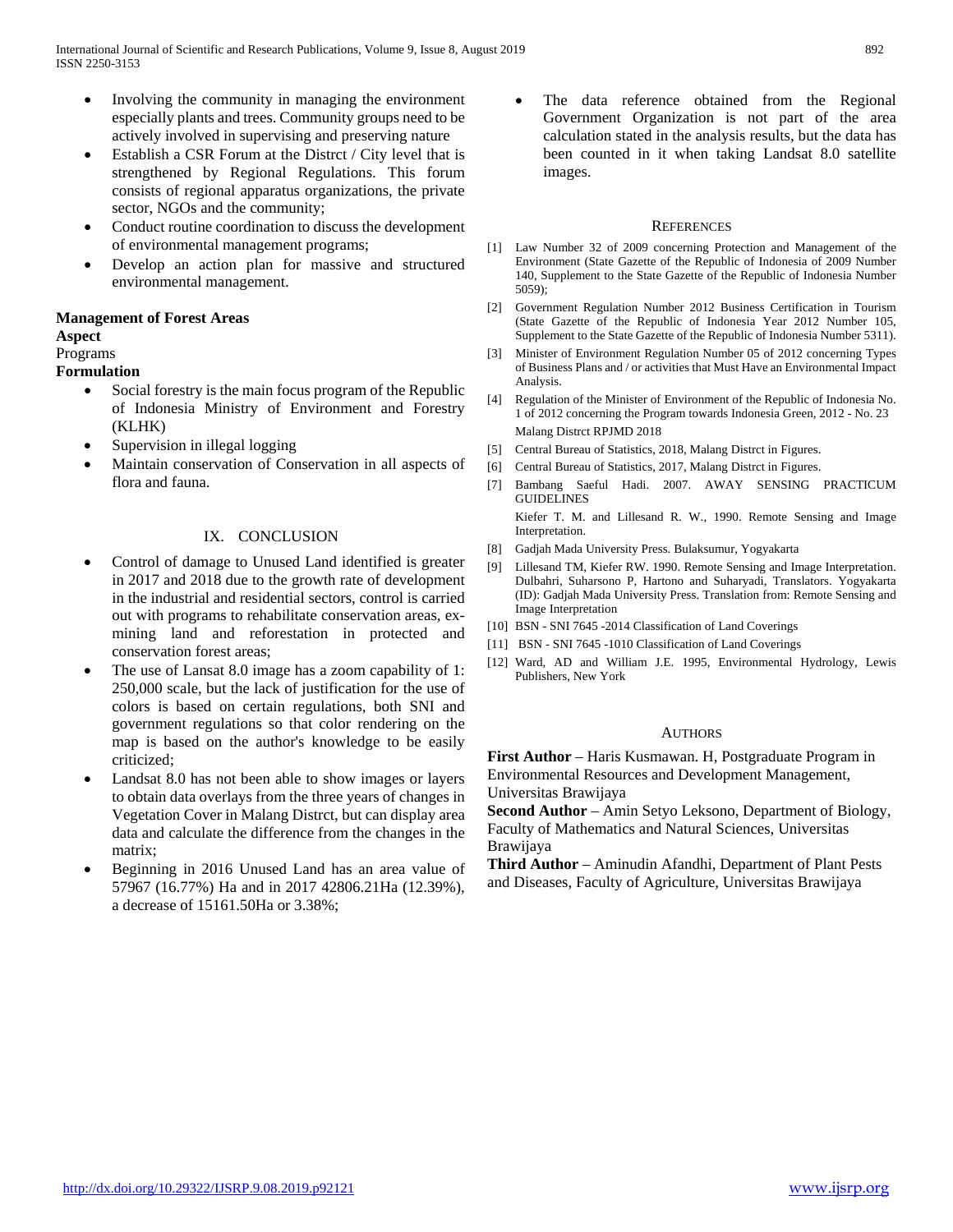- Involving the community in managing the environment especially plants and trees. Community groups need to be actively involved in supervising and preserving nature
- Establish a CSR Forum at the Distrct / City level that is strengthened by Regional Regulations. This forum consists of regional apparatus organizations, the private sector, NGOs and the community;
- Conduct routine coordination to discuss the development of environmental management programs;
- Develop an action plan for massive and structured environmental management.

**Management of Forest Areas**
**Aspect**
Programs
**Formulation**

- Social forestry is the main focus program of the Republic of Indonesia Ministry of Environment and Forestry (KLHK)
- Supervision in illegal logging
- Maintain conservation of Conservation in all aspects of flora and fauna.

## IX. CONCLUSION

- Control of damage to Unused Land identified is greater in 2017 and 2018 due to the growth rate of development in the industrial and residential sectors, control is carried out with programs to rehabilitate conservation areas, ex-mining land and reforestation in protected and conservation forest areas;
- The use of Lansat 8.0 image has a zoom capability of 1: 250,000 scale, but the lack of justification for the use of colors is based on certain regulations, both SNI and government regulations so that color rendering on the map is based on the author's knowledge to be easily criticized;
- Landsat 8.0 has not been able to show images or layers to obtain data overlays from the three years of changes in Vegetation Cover in Malang Distrct, but can display area data and calculate the difference from the changes in the matrix;
- Beginning in 2016 Unused Land has an area value of 57967 (16.77%) Ha and in 2017 42806.21Ha (12.39%), a decrease of 15161.50Ha or 3.38%;
- The data reference obtained from the Regional Government Organization is not part of the area calculation stated in the analysis results, but the data has been counted in it when taking Landsat 8.0 satellite images.

## REFERENCES

[1] Law Number 32 of 2009 concerning Protection and Management of the Environment (State Gazette of the Republic of Indonesia of 2009 Number 140, Supplement to the State Gazette of the Republic of Indonesia Number 5059);

[2] Government Regulation Number 2012 Business Certification in Tourism (State Gazette of the Republic of Indonesia Year 2012 Number 105, Supplement to the State Gazette of the Republic of Indonesia Number 5311).

[3] Minister of Environment Regulation Number 05 of 2012 concerning Types of Business Plans and / or activities that Must Have an Environmental Impact Analysis.

[4] Regulation of the Minister of Environment of the Republic of Indonesia No. 1 of 2012 concerning the Program towards Indonesia Green, 2012 - No. 23
Malang Distrct RPJMD 2018

[5] Central Bureau of Statistics, 2018, Malang Distrct in Figures.

[6] Central Bureau of Statistics, 2017, Malang Distrct in Figures.

[7] Bambang Saeful Hadi. 2007. AWAY SENSING PRACTICUM GUIDELINES
Kiefer T. M. and Lillesand R. W., 1990. Remote Sensing and Image Interpretation.

[8] Gadjah Mada University Press. Bulaksumur, Yogyakarta

[9] Lillesand TM, Kiefer RW. 1990. Remote Sensing and Image Interpretation. Dulbahri, Suharsono P, Hartono and Suharyadi, Translators. Yogyakarta (ID): Gadjah Mada University Press. Translation from: Remote Sensing and Image Interpretation

[10] BSN - SNI 7645 -2014 Classification of Land Coverings

[11] BSN - SNI 7645 -1010 Classification of Land Coverings

[12] Ward, AD and William J.E. 1995, Environmental Hydrology, Lewis Publishers, New York

## AUTHORS

**First Author** – Haris Kusmawan. H, Postgraduate Program in Environmental Resources and Development Management, Universitas Brawijaya

**Second Author** – Amin Setyo Leksono, Department of Biology, Faculty of Mathematics and Natural Sciences, Universitas Brawijaya

**Third Author** – Aminudin Afandhi, Department of Plant Pests and Diseases, Faculty of Agriculture, Universitas Brawijaya